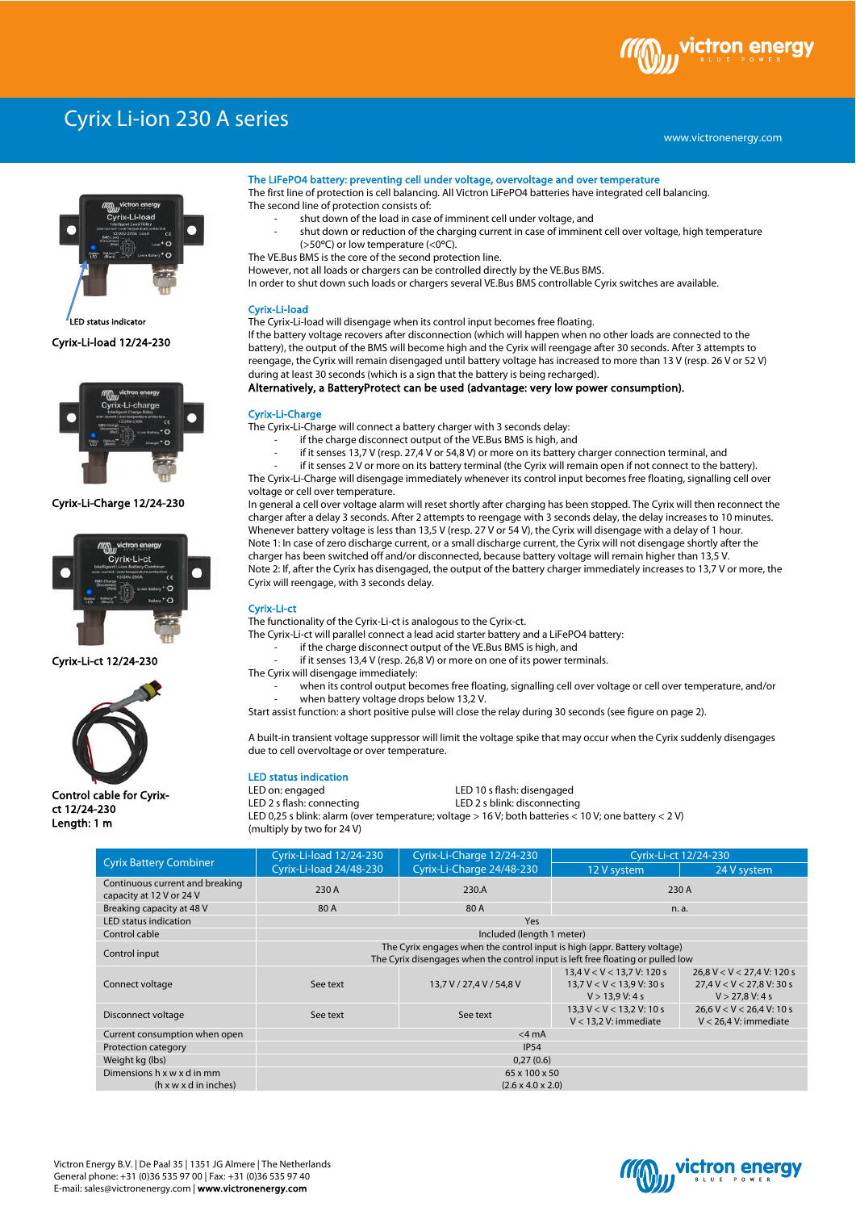# Cyrix Li-ion 230 A series

www.victronenergy.com

LED status indicator

**Cyrix-Li-load 12/24-230**

**Cyrix-Li-Charge 12/24-230**

**Cyrix-Li-ct 12/24-230**

**Control cable for Cyrix-ct 12/24-230**
**Length: 1 m**

### The LiFePO4 battery: preventing cell under voltage, overvoltage and over temperature

The first line of protection is cell balancing. All Victron LiFePO4 batteries have integrated cell balancing.
The second line of protection consists of:

- shut down of the load in case of imminent cell under voltage, and
- shut down or reduction of the charging current in case of imminent cell over voltage, high temperature (>50°C) or low temperature (<0°C).

The VE.Bus BMS is the core of the second protection line.
However, not all loads or chargers can be controlled directly by the VE.Bus BMS.
In order to shut down such loads or chargers several VE.Bus BMS controllable Cyrix switches are available.

### Cyrix-Li-load

The Cyrix-Li-load will disengage when its control input becomes free floating.
If the battery voltage recovers after disconnection (which will happen when no other loads are connected to the battery), the output of the BMS will become high and the Cyrix will reengage after 30 seconds. After 3 attempts to reengage, the Cyrix will remain disengaged until battery voltage has increased to more than 13 V (resp. 26 V or 52 V) during at least 30 seconds (which is a sign that the battery is being recharged).
**Alternatively, a BatteryProtect can be used (advantage: very low power consumption).**

### Cyrix-Li-Charge

The Cyrix-Li-Charge will connect a battery charger with 3 seconds delay:

- if the charge disconnect output of the VE.Bus BMS is high, and
- if it senses 13,7 V (resp. 27,4 V or 54,8 V) or more on its battery charger connection terminal, and
- if it senses 2 V or more on its battery terminal (the Cyrix will remain open if not connect to the battery).

The Cyrix-Li-Charge will disengage immediately whenever its control input becomes free floating, signalling cell over voltage or cell over temperature.
In general a cell over voltage alarm will reset shortly after charging has been stopped. The Cyrix will then reconnect the charger after a delay 3 seconds. After 2 attempts to reengage with 3 seconds delay, the delay increases to 10 minutes.
Whenever battery voltage is less than 13,5 V (resp. 27 V or 54 V), the Cyrix will disengage with a delay of 1 hour.
Note 1: In case of zero discharge current, or a small discharge current, the Cyrix will not disengage shortly after the charger has been switched off and/or disconnected, because battery voltage will remain higher than 13,5 V.
Note 2: If, after the Cyrix has disengaged, the output of the battery charger immediately increases to 13,7 V or more, the Cyrix will reengage, with 3 seconds delay.

### Cyrix-Li-ct

The functionality of the Cyrix-Li-ct is analogous to the Cyrix-ct.
The Cyrix-Li-ct will parallel connect a lead acid starter battery and a LiFePO4 battery:

- if the charge disconnect output of the VE.Bus BMS is high, and
- if it senses 13,4 V (resp. 26,8 V) or more on one of its power terminals.

The Cyrix will disengage immediately:

- when its control output becomes free floating, signalling cell over voltage or cell over temperature, and/or
- when battery voltage drops below 13,2 V.

Start assist function: a short positive pulse will close the relay during 30 seconds (see figure on page 2).

A built-in transient voltage suppressor will limit the voltage spike that may occur when the Cyrix suddenly disengages due to cell overvoltage or over temperature.

### LED status indication

LED on: engaged
LED 10 s flash: disengaged
LED 2 s flash: connecting
LED 2 s blink: disconnecting
LED 0,25 s blink: alarm (over temperature; voltage > 16 V; both batteries < 10 V; one battery < 2 V)
(multiply by two for 24 V)

| Cyrix Battery Combiner | Cyrix-Li-load 12/24-230<br>Cyrix-Li-load 24/48-230 | Cyrix-Li-Charge 12/24-230<br>Cyrix-Li-Charge 24/48-230 | Cyrix-Li-ct 12/24-230 | |
|---|---|---|---|---|
| | | | 12 V system | 24 V system |
| Continuous current and breaking capacity at 12 V or 24 V | 230 A | 230 A | 230 A | |
| Breaking capacity at 48 V | 80 A | 80 A | n. a. | |
| LED status indication | Yes | | | |
| Control cable | Included (length 1 meter) | | | |
| Control input | The Cyrix engages when the control input is high (appr. Battery voltage)<br>The Cyrix disengages when the control input is left free floating or pulled low | | | |
| Connect voltage | See text | 13,7 V / 27,4 V / 54,8 V | 13,4 V < V < 13,7 V: 120 s<br>13,7 V < V < 13,9 V: 30 s<br>V > 13,9 V: 4 s | 26,8 V < V < 27,4 V: 120 s<br>27,4 V < V < 27,8 V: 30 s<br>V > 27,8 V: 4 s |
| Disconnect voltage | See text | See text | 13,3 V < V < 13,2 V: 10 s<br>V < 13,2 V: immediate | 26,6 V < V < 26,4 V: 10 s<br>V < 26,4 V: immediate |
| Current consumption when open | <4 mA | | | |
| Protection category | IP54 | | | |
| Weight kg (lbs) | 0,27 (0.6) | | | |
| Dimensions h x w x d in mm<br>(h x w x d in inches) | 65 x 100 x 50<br>(2.6 x 4.0 x 2.0) | | | |

Victron Energy B.V. | De Paal 35 | 1351 JG Almere | The Netherlands
General phone: +31 (0)36 535 97 00 | Fax: +31 (0)36 535 97 40
E-mail: sales@victronenergy.com | **www.victronenergy.com**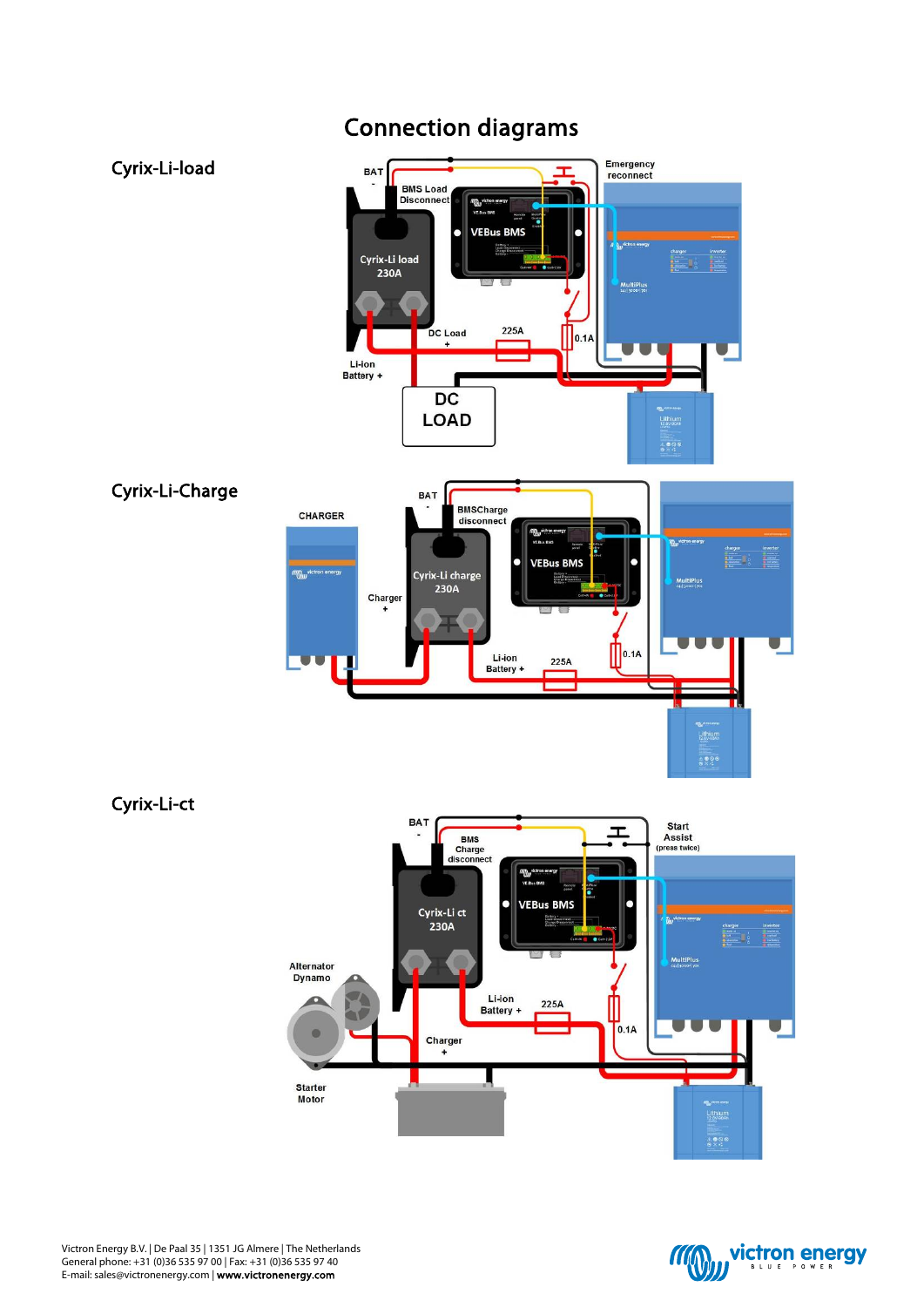# Connection diagrams

## Cyrix-Li-load

BAT
-
BMS Load Disconnect
Emergency reconnect
VEBus BMS
Cyrix-Li load 230A
MultiPlus
DC Load +
225A
0.1A
Li-ion Battery +
DC LOAD

## Cyrix-Li-Charge

BAT
-
BMSCharge disconnect
CHARGER
VEBus BMS
Cyrix-Li charge 230A
MultiPlus
Charger +
Li-ion Battery +
225A
0.1A

## Cyrix-Li-ct

BAT
-
BMS Charge disconnect
Start Assist (press twice)
VEBus BMS
Cyrix-Li ct 230A
MultiPlus
Alternator Dynamo
Li-ion Battery +
225A
0.1A
Charger +
Starter Motor

Victron Energy B.V. | De Paal 35 | 1351 JG Almere | The Netherlands
General phone: +31 (0)36 535 97 00 | Fax: +31 (0)36 535 97 40
E-mail: sales@victronenergy.com | **www.victronenergy.com**